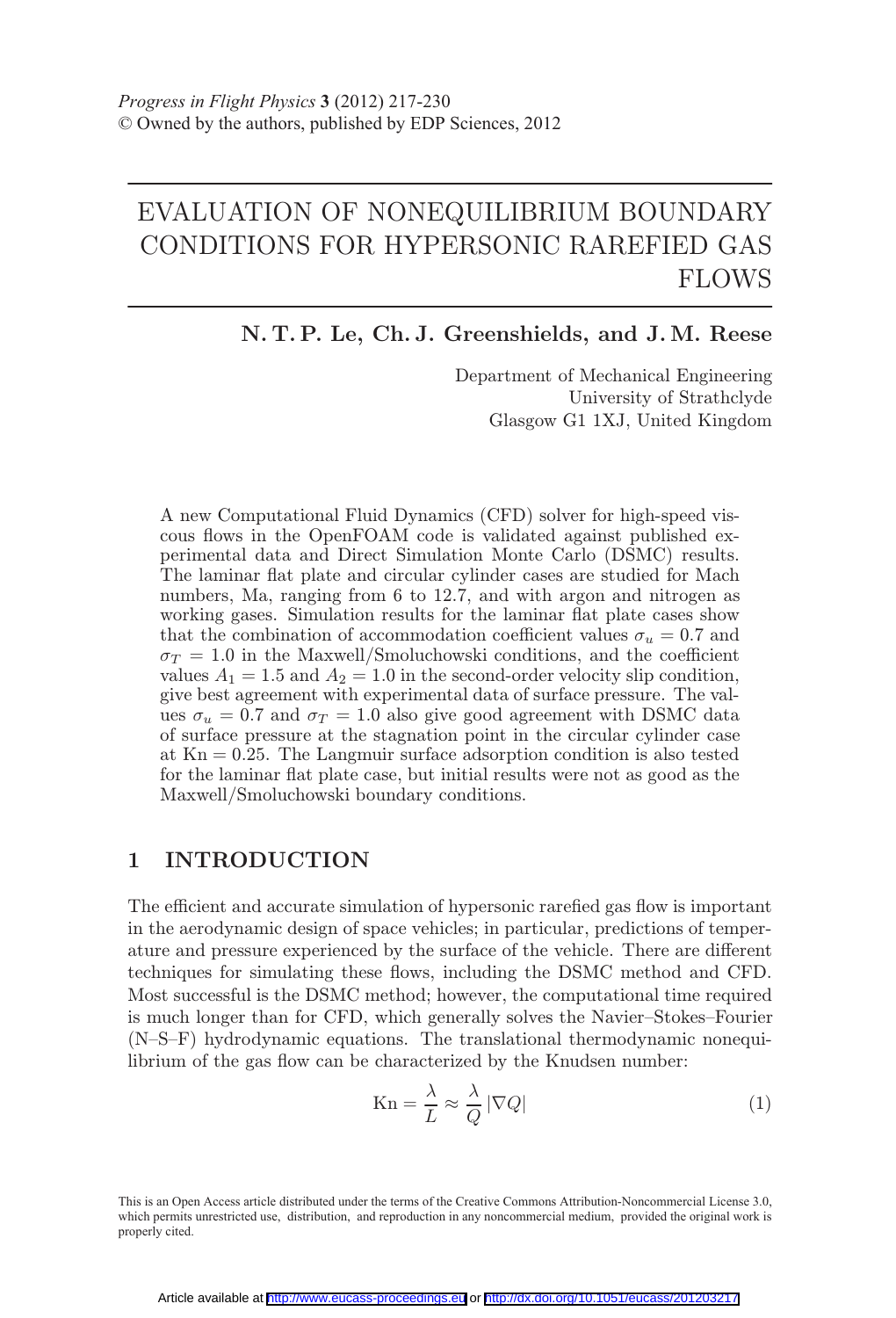# EVALUATION OF NONEQUILIBRIUM BOUNDARY CONDITIONS FOR HYPERSONIC RAREFIED GAS FLOWS

**N. T. P. Le, Ch. J. Greenshields, and J. M. Reese**

Department of Mechanical Engineering
University of Strathclyde
Glasgow G1 1XJ, United Kingdom

A new Computational Fluid Dynamics (CFD) solver for high-speed viscous flows in the OpenFOAM code is validated against published experimental data and Direct Simulation Monte Carlo (DSMC) results. The laminar flat plate and circular cylinder cases are studied for Mach numbers, Ma, ranging from 6 to 12.7, and with argon and nitrogen as working gases. Simulation results for the laminar flat plate cases show that the combination of accommodation coefficient values $\sigma_u = 0.7$ and $\sigma_T = 1.0$ in the Maxwell/Smoluchowski conditions, and the coefficient values $A_1 = 1.5$ and $A_2 = 1.0$ in the second-order velocity slip condition, give best agreement with experimental data of surface pressure. The values $\sigma_u = 0.7$ and $\sigma_T = 1.0$ also give good agreement with DSMC data of surface pressure at the stagnation point in the circular cylinder case at $\mathrm{Kn} = 0.25$. The Langmuir surface adsorption condition is also tested for the laminar flat plate case, but initial results were not as good as the Maxwell/Smoluchowski boundary conditions.

## 1 INTRODUCTION

The efficient and accurate simulation of hypersonic rarefied gas flow is important in the aerodynamic design of space vehicles; in particular, predictions of temperature and pressure experienced by the surface of the vehicle. There are different techniques for simulating these flows, including the DSMC method and CFD. Most successful is the DSMC method; however, the computational time required is much longer than for CFD, which generally solves the Navier–Stokes–Fourier (N–S–F) hydrodynamic equations. The translational thermodynamic nonequilibrium of the gas flow can be characterized by the Knudsen number:

$$\mathrm{Kn} = \frac{\lambda}{L} \approx \frac{\lambda}{Q} |\nabla Q| \tag{1}$$

This is an Open Access article distributed under the terms of the Creative Commons Attribution-Noncommercial License 3.0, which permits unrestricted use, distribution, and reproduction in any noncommercial medium, provided the original work is properly cited.

Article available at http://www.eucass-proceedings.eu or http://dx.doi.org/10.1051/eucass/201203217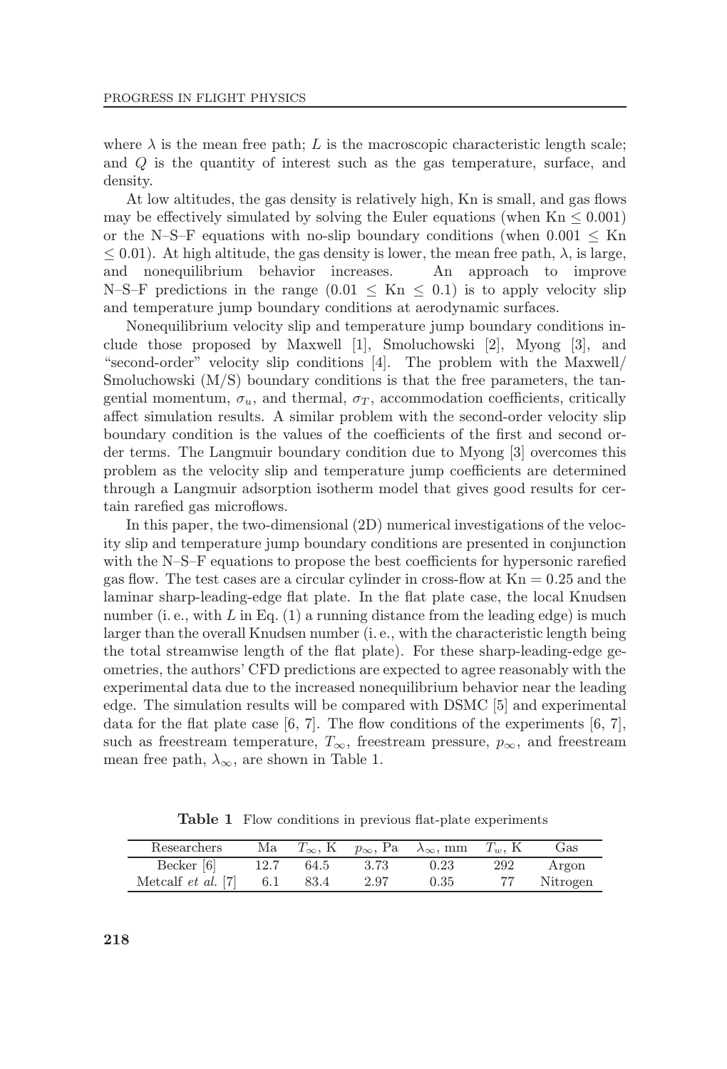where $\lambda$ is the mean free path; $L$ is the macroscopic characteristic length scale; and $Q$ is the quantity of interest such as the gas temperature, surface, and density.

At low altitudes, the gas density is relatively high, Kn is small, and gas flows may be effectively simulated by solving the Euler equations (when $\mathrm{Kn} \leq 0.001$) or the N–S–F equations with no-slip boundary conditions (when $0.001 \leq \mathrm{Kn} \leq 0.01$). At high altitude, the gas density is lower, the mean free path, $\lambda$, is large, and nonequilibrium behavior increases. An approach to improve N–S–F predictions in the range ($0.01 \leq \mathrm{Kn} \leq 0.1$) is to apply velocity slip and temperature jump boundary conditions at aerodynamic surfaces.

Nonequilibrium velocity slip and temperature jump boundary conditions include those proposed by Maxwell [1], Smoluchowski [2], Myong [3], and "second-order" velocity slip conditions [4]. The problem with the Maxwell/Smoluchowski (M/S) boundary conditions is that the free parameters, the tangential momentum, $\sigma_u$, and thermal, $\sigma_T$, accommodation coefficients, critically affect simulation results. A similar problem with the second-order velocity slip boundary condition is the values of the coefficients of the first and second order terms. The Langmuir boundary condition due to Myong [3] overcomes this problem as the velocity slip and temperature jump coefficients are determined through a Langmuir adsorption isotherm model that gives good results for certain rarefied gas microflows.

In this paper, the two-dimensional (2D) numerical investigations of the velocity slip and temperature jump boundary conditions are presented in conjunction with the N–S–F equations to propose the best coefficients for hypersonic rarefied gas flow. The test cases are a circular cylinder in cross-flow at $\mathrm{Kn} = 0.25$ and the laminar sharp-leading-edge flat plate. In the flat plate case, the local Knudsen number (i. e., with $L$ in Eq. (1) a running distance from the leading edge) is much larger than the overall Knudsen number (i. e., with the characteristic length being the total streamwise length of the flat plate). For these sharp-leading-edge geometries, the authors' CFD predictions are expected to agree reasonably with the experimental data due to the increased nonequilibrium behavior near the leading edge. The simulation results will be compared with DSMC [5] and experimental data for the flat plate case [6, 7]. The flow conditions of the experiments [6, 7], such as freestream temperature, $T_\infty$, freestream pressure, $p_\infty$, and freestream mean free path, $\lambda_\infty$, are shown in Table 1.

**Table 1** Flow conditions in previous flat-plate experiments

| Researchers | Ma | $T_\infty$, K | $p_\infty$, Pa | $\lambda_\infty$, mm | $T_w$, K | Gas |
|---|---|---|---|---|---|---|
| Becker [6] | 12.7 | 64.5 | 3.73 | 0.23 | 292 | Argon |
| Metcalf *et al.* [7] | 6.1 | 83.4 | 2.97 | 0.35 | 77 | Nitrogen |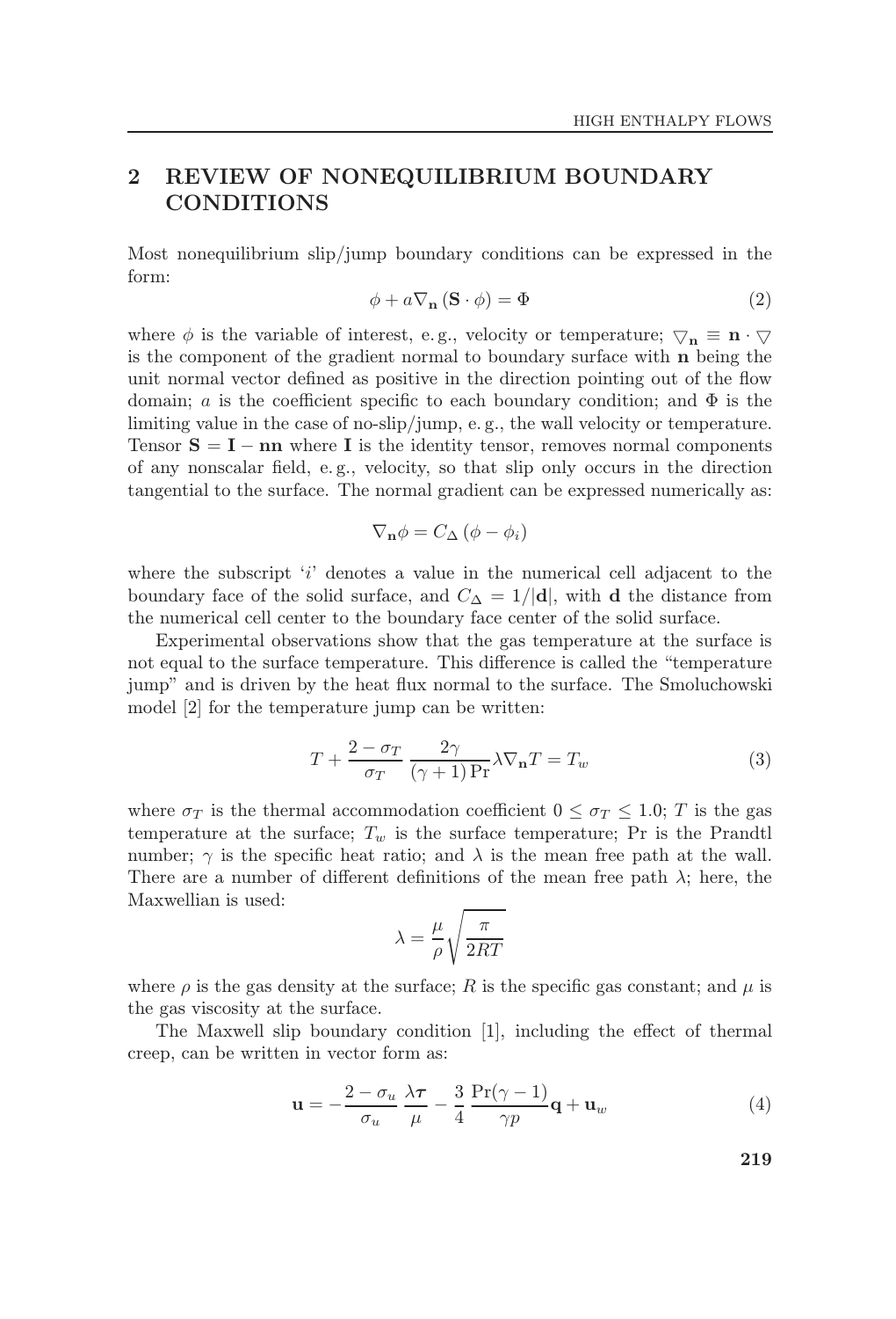## 2 REVIEW OF NONEQUILIBRIUM BOUNDARY CONDITIONS

Most nonequilibrium slip/jump boundary conditions can be expressed in the form:

$$\phi + a\nabla_{\mathbf{n}}\left(\mathbf{S}\cdot\phi\right) = \Phi \tag{2}$$

where $\phi$ is the variable of interest, e. g., velocity or temperature; $\bigtriangledown_{\mathbf{n}} \equiv \mathbf{n}\cdot\bigtriangledown$ is the component of the gradient normal to boundary surface with $\mathbf{n}$ being the unit normal vector defined as positive in the direction pointing out of the flow domain; $a$ is the coefficient specific to each boundary condition; and $\Phi$ is the limiting value in the case of no-slip/jump, e. g., the wall velocity or temperature. Tensor $\mathbf{S} = \mathbf{I} - \mathbf{nn}$ where $\mathbf{I}$ is the identity tensor, removes normal components of any nonscalar field, e. g., velocity, so that slip only occurs in the direction tangential to the surface. The normal gradient can be expressed numerically as:

$$\nabla_{\mathbf{n}}\phi = C_{\Delta}\left(\phi - \phi_i\right)$$

where the subscript '$i$' denotes a value in the numerical cell adjacent to the boundary face of the solid surface, and $C_{\Delta} = 1/|\mathbf{d}|$, with $\mathbf{d}$ the distance from the numerical cell center to the boundary face center of the solid surface.

Experimental observations show that the gas temperature at the surface is not equal to the surface temperature. This difference is called the "temperature jump" and is driven by the heat flux normal to the surface. The Smoluchowski model [2] for the temperature jump can be written:

$$T + \frac{2-\sigma_T}{\sigma_T}\,\frac{2\gamma}{(\gamma+1)\,\mathrm{Pr}}\lambda\nabla_{\mathbf{n}}T = T_w \tag{3}$$

where $\sigma_T$ is the thermal accommodation coefficient $0 \leq \sigma_T \leq 1.0$; $T$ is the gas temperature at the surface; $T_w$ is the surface temperature; Pr is the Prandtl number; $\gamma$ is the specific heat ratio; and $\lambda$ is the mean free path at the wall. There are a number of different definitions of the mean free path $\lambda$; here, the Maxwellian is used:

$$\lambda = \frac{\mu}{\rho}\sqrt{\frac{\pi}{2RT}}$$

where $\rho$ is the gas density at the surface; $R$ is the specific gas constant; and $\mu$ is the gas viscosity at the surface.

The Maxwell slip boundary condition [1], including the effect of thermal creep, can be written in vector form as:

$$\mathbf{u} = -\frac{2-\sigma_u}{\sigma_u}\,\frac{\lambda\boldsymbol{\tau}}{\mu} - \frac{3}{4}\,\frac{\mathrm{Pr}(\gamma-1)}{\gamma p}\mathbf{q} + \mathbf{u}_w \tag{4}$$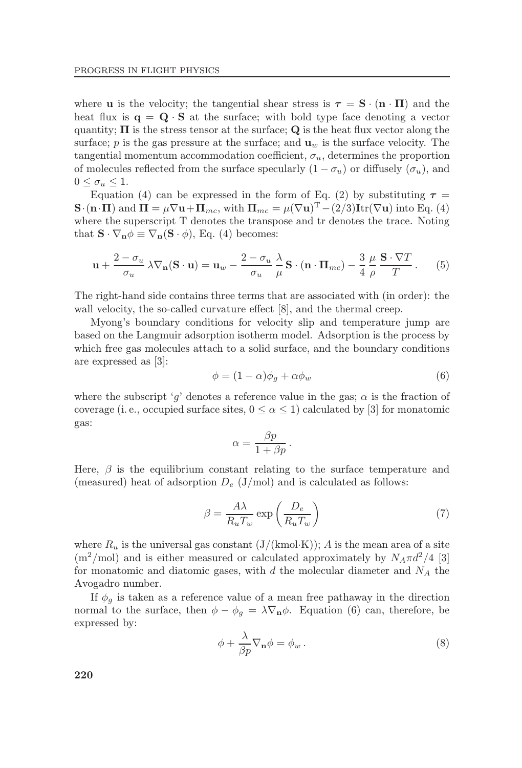where $\mathbf{u}$ is the velocity; the tangential shear stress is $\boldsymbol{\tau} = \mathbf{S} \cdot (\mathbf{n} \cdot \boldsymbol{\Pi})$ and the heat flux is $\mathbf{q} = \mathbf{Q} \cdot \mathbf{S}$ at the surface; with bold type face denoting a vector quantity; $\boldsymbol{\Pi}$ is the stress tensor at the surface; $\mathbf{Q}$ is the heat flux vector along the surface; $p$ is the gas pressure at the surface; and $\mathbf{u}_w$ is the surface velocity. The tangential momentum accommodation coefficient, $\sigma_u$, determines the proportion of molecules reflected from the surface specularly $(1 - \sigma_u)$ or diffusely $(\sigma_u)$, and $0 \leq \sigma_u \leq 1$.

Equation (4) can be expressed in the form of Eq. (2) by substituting $\boldsymbol{\tau} = \mathbf{S} \cdot (\mathbf{n} \cdot \boldsymbol{\Pi})$ and $\boldsymbol{\Pi} = \mu \nabla \mathbf{u} + \boldsymbol{\Pi}_{mc}$, with $\boldsymbol{\Pi}_{mc} = \mu (\nabla \mathbf{u})^{\mathrm{T}} - (2/3)\mathbf{I}\mathrm{tr}(\nabla \mathbf{u})$ into Eq. (4) where the superscript T denotes the transpose and tr denotes the trace. Noting that $\mathbf{S} \cdot \nabla_{\mathbf{n}} \phi \equiv \nabla_{\mathbf{n}} (\mathbf{S} \cdot \phi)$, Eq. (4) becomes:

$$\mathbf{u} + \frac{2 - \sigma_u}{\sigma_u} \lambda \nabla_{\mathbf{n}} (\mathbf{S} \cdot \mathbf{u}) = \mathbf{u}_w - \frac{2 - \sigma_u}{\sigma_u} \frac{\lambda}{\mu} \mathbf{S} \cdot (\mathbf{n} \cdot \boldsymbol{\Pi}_{mc}) - \frac{3}{4} \frac{\mu}{\rho} \frac{\mathbf{S} \cdot \nabla T}{T} . \tag{5}$$

The right-hand side contains three terms that are associated with (in order): the wall velocity, the so-called curvature effect [8], and the thermal creep.

Myong's boundary conditions for velocity slip and temperature jump are based on the Langmuir adsorption isotherm model. Adsorption is the process by which free gas molecules attach to a solid surface, and the boundary conditions are expressed as [3]:

$$\phi = (1 - \alpha)\phi_g + \alpha \phi_w \tag{6}$$

where the subscript '$g$' denotes a reference value in the gas; $\alpha$ is the fraction of coverage (i. e., occupied surface sites, $0 \leq \alpha \leq 1$) calculated by [3] for monatomic gas:

$$\alpha = \frac{\beta p}{1 + \beta p} .$$

Here, $\beta$ is the equilibrium constant relating to the surface temperature and (measured) heat of adsorption $D_e$ (J/mol) and is calculated as follows:

$$\beta = \frac{A \lambda}{R_u T_w} \exp \left( \frac{D_e}{R_u T_w} \right) \tag{7}$$

where $R_u$ is the universal gas constant (J/(kmol·K)); $A$ is the mean area of a site (m$^2$/mol) and is either measured or calculated approximately by $N_A \pi d^2 / 4$ [3] for monatomic and diatomic gases, with $d$ the molecular diameter and $N_A$ the Avogadro number.

If $\phi_g$ is taken as a reference value of a mean free pathaway in the direction normal to the surface, then $\phi - \phi_g = \lambda \nabla_{\mathbf{n}} \phi$. Equation (6) can, therefore, be expressed by:

$$\phi + \frac{\lambda}{\beta p} \nabla_{\mathbf{n}} \phi = \phi_w . \tag{8}$$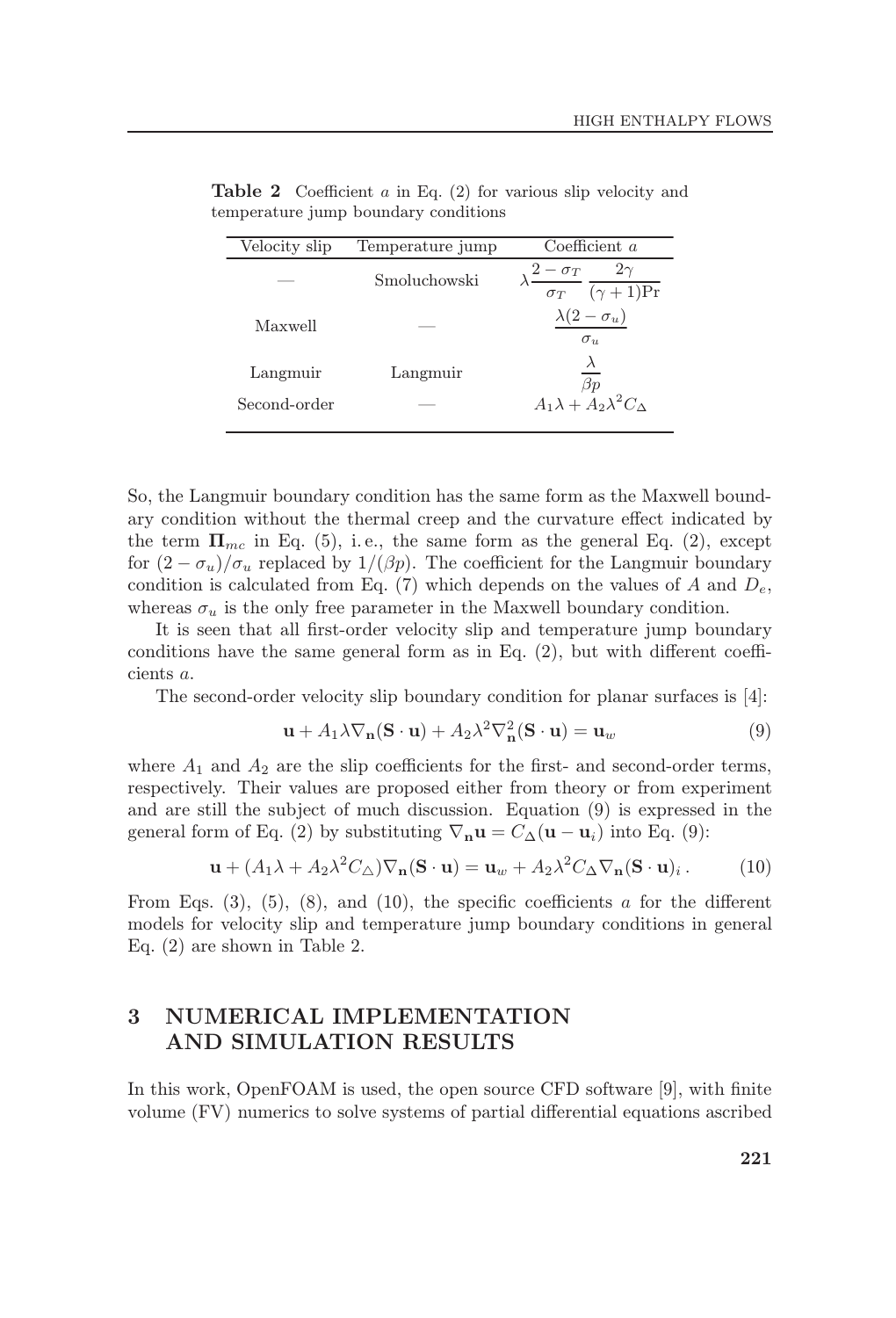**Table 2** Coefficient $a$ in Eq. (2) for various slip velocity and temperature jump boundary conditions

| Velocity slip | Temperature jump | Coefficient $a$ |
|---|---|---|
| — | Smoluchowski | $\lambda \dfrac{2-\sigma_T}{\sigma_T} \dfrac{2\gamma}{(\gamma+1)\mathrm{Pr}}$ |
| Maxwell | — | $\dfrac{\lambda(2-\sigma_u)}{\sigma_u}$ |
| Langmuir | Langmuir | $\dfrac{\lambda}{\beta p}$ |
| Second-order | — | $A_1\lambda + A_2\lambda^2 C_\Delta$ |

So, the Langmuir boundary condition has the same form as the Maxwell boundary condition without the thermal creep and the curvature effect indicated by the term $\mathbf{\Pi}_{mc}$ in Eq. (5), i. e., the same form as the general Eq. (2), except for $(2-\sigma_u)/\sigma_u$ replaced by $1/(\beta p)$. The coefficient for the Langmuir boundary condition is calculated from Eq. (7) which depends on the values of $A$ and $D_e$, whereas $\sigma_u$ is the only free parameter in the Maxwell boundary condition.

It is seen that all first-order velocity slip and temperature jump boundary conditions have the same general form as in Eq. (2), but with different coefficients $a$.

The second-order velocity slip boundary condition for planar surfaces is [4]:

$$\mathbf{u} + A_1\lambda\nabla_{\mathbf{n}}(\mathbf{S}\cdot\mathbf{u}) + A_2\lambda^2\nabla^2_{\mathbf{n}}(\mathbf{S}\cdot\mathbf{u}) = \mathbf{u}_w \tag{9}$$

where $A_1$ and $A_2$ are the slip coefficients for the first- and second-order terms, respectively. Their values are proposed either from theory or from experiment and are still the subject of much discussion. Equation (9) is expressed in the general form of Eq. (2) by substituting $\nabla_{\mathbf{n}}\mathbf{u} = C_\Delta(\mathbf{u}-\mathbf{u}_i)$ into Eq. (9):

$$\mathbf{u} + (A_1\lambda + A_2\lambda^2 C_\triangle)\nabla_{\mathbf{n}}(\mathbf{S}\cdot\mathbf{u}) = \mathbf{u}_w + A_2\lambda^2 C_\Delta \nabla_{\mathbf{n}}(\mathbf{S}\cdot\mathbf{u})_i\,. \tag{10}$$

From Eqs. (3), (5), (8), and (10), the specific coefficients $a$ for the different models for velocity slip and temperature jump boundary conditions in general Eq. (2) are shown in Table 2.

## 3 NUMERICAL IMPLEMENTATION AND SIMULATION RESULTS

In this work, OpenFOAM is used, the open source CFD software [9], with finite volume (FV) numerics to solve systems of partial differential equations ascribed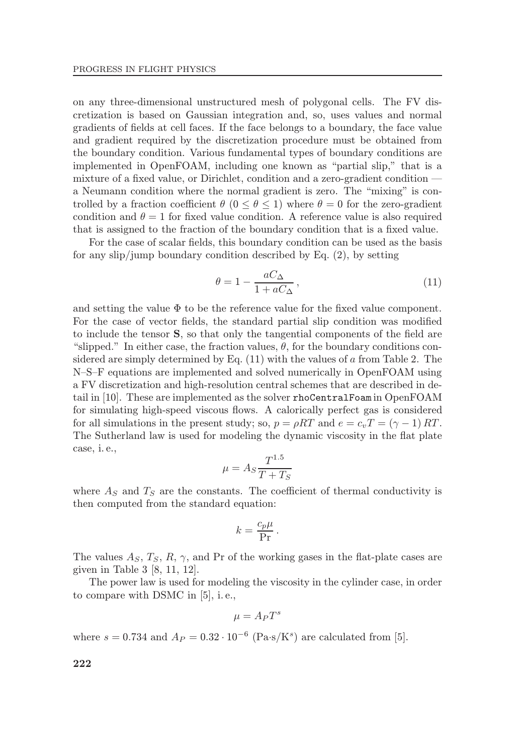on any three-dimensional unstructured mesh of polygonal cells. The FV discretization is based on Gaussian integration and, so, uses values and normal gradients of fields at cell faces. If the face belongs to a boundary, the face value and gradient required by the discretization procedure must be obtained from the boundary condition. Various fundamental types of boundary conditions are implemented in OpenFOAM, including one known as "partial slip," that is a mixture of a fixed value, or Dirichlet, condition and a zero-gradient condition — a Neumann condition where the normal gradient is zero. The "mixing" is controlled by a fraction coefficient $\theta$ ($0 \leq \theta \leq 1$) where $\theta = 0$ for the zero-gradient condition and $\theta = 1$ for fixed value condition. A reference value is also required that is assigned to the fraction of the boundary condition that is a fixed value.

For the case of scalar fields, this boundary condition can be used as the basis for any slip/jump boundary condition described by Eq. (2), by setting

$$\theta = 1 - \frac{aC_\Delta}{1 + aC_\Delta}, \tag{11}$$

and setting the value $\Phi$ to be the reference value for the fixed value component. For the case of vector fields, the standard partial slip condition was modified to include the tensor $\mathbf{S}$, so that only the tangential components of the field are "slipped." In either case, the fraction values, $\theta$, for the boundary conditions considered are simply determined by Eq. (11) with the values of $a$ from Table 2. The N–S–F equations are implemented and solved numerically in OpenFOAM using a FV discretization and high-resolution central schemes that are described in detail in [10]. These are implemented as the solver `rhoCentralFoam` in OpenFOAM for simulating high-speed viscous flows. A calorically perfect gas is considered for all simulations in the present study; so, $p = \rho RT$ and $e = c_v T = (\gamma - 1) RT$. The Sutherland law is used for modeling the dynamic viscosity in the flat plate case, i. e.,

$$\mu = A_S \frac{T^{1.5}}{T + T_S}$$

where $A_S$ and $T_S$ are the constants. The coefficient of thermal conductivity is then computed from the standard equation:

$$k = \frac{c_p \mu}{\mathrm{Pr}}.$$

The values $A_S$, $T_S$, $R$, $\gamma$, and Pr of the working gases in the flat-plate cases are given in Table 3 [8, 11, 12].

The power law is used for modeling the viscosity in the cylinder case, in order to compare with DSMC in [5], i. e.,

$$\mu = A_P T^s$$

where $s = 0.734$ and $A_P = 0.32 \cdot 10^{-6}$ (Pa·s/K$^s$) are calculated from [5].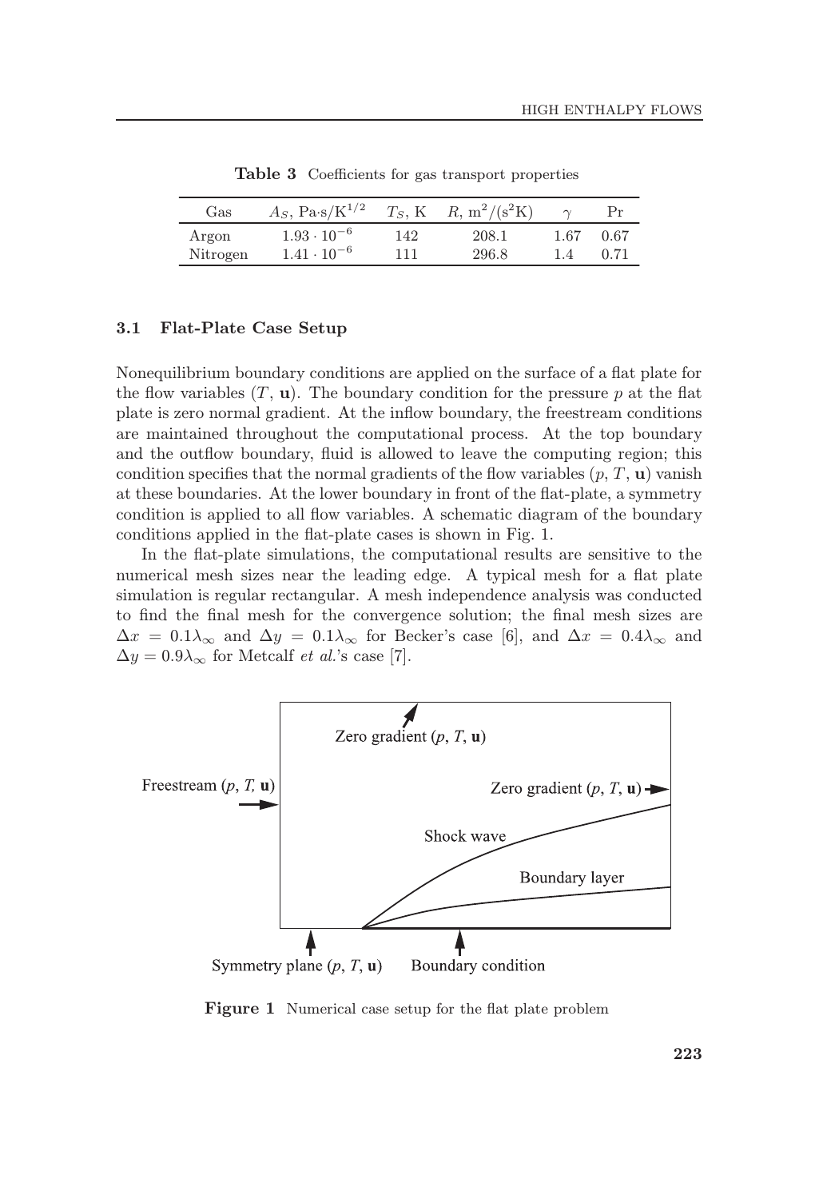**Table 3** Coefficients for gas transport properties

| Gas | $A_S$, Pa·s/K$^{1/2}$ | $T_S$, K | $R$, m$^2$/(s$^2$K) | $\gamma$ | Pr |
|---|---|---|---|---|---|
| Argon | $1.93 \cdot 10^{-6}$ | 142 | 208.1 | 1.67 | 0.67 |
| Nitrogen | $1.41 \cdot 10^{-6}$ | 111 | 296.8 | 1.4 | 0.71 |

### 3.1 Flat-Plate Case Setup

Nonequilibrium boundary conditions are applied on the surface of a flat plate for the flow variables ($T$, $\mathbf{u}$). The boundary condition for the pressure $p$ at the flat plate is zero normal gradient. At the inflow boundary, the freestream conditions are maintained throughout the computational process. At the top boundary and the outflow boundary, fluid is allowed to leave the computing region; this condition specifies that the normal gradients of the flow variables ($p$, $T$, $\mathbf{u}$) vanish at these boundaries. At the lower boundary in front of the flat-plate, a symmetry condition is applied to all flow variables. A schematic diagram of the boundary conditions applied in the flat-plate cases is shown in Fig. 1.

In the flat-plate simulations, the computational results are sensitive to the numerical mesh sizes near the leading edge. A typical mesh for a flat plate simulation is regular rectangular. A mesh independence analysis was conducted to find the final mesh for the convergence solution; the final mesh sizes are $\Delta x = 0.1\lambda_\infty$ and $\Delta y = 0.1\lambda_\infty$ for Becker's case [6], and $\Delta x = 0.4\lambda_\infty$ and $\Delta y = 0.9\lambda_\infty$ for Metcalf *et al.*'s case [7].

Zero gradient ($p$, $T$, $\mathbf{u}$)

Freestream ($p$, $T$, $\mathbf{u}$)

Zero gradient ($p$, $T$, $\mathbf{u}$)

Shock wave

Boundary layer

Symmetry plane ($p$, $T$, $\mathbf{u}$)

Boundary condition

**Figure 1** Numerical case setup for the flat plate problem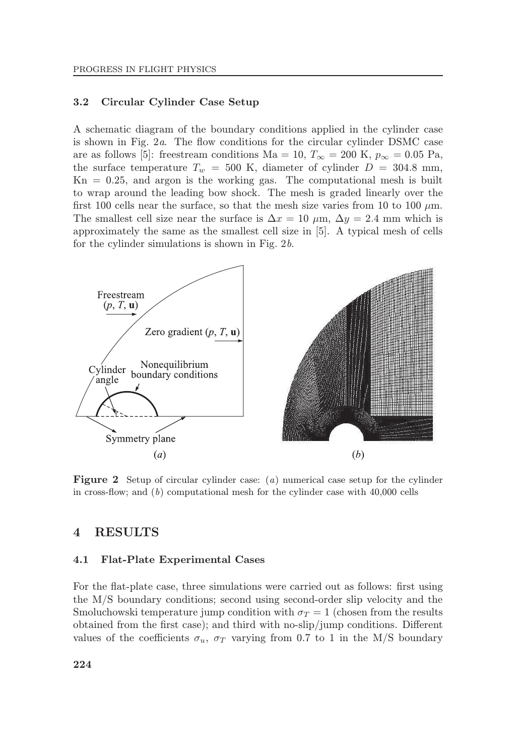### 3.2 Circular Cylinder Case Setup

A schematic diagram of the boundary conditions applied in the cylinder case is shown in Fig. 2*a*. The flow conditions for the circular cylinder DSMC case are as follows [5]: freestream conditions Ma = 10, $T_\infty = 200$ K, $p_\infty = 0.05$ Pa, the surface temperature $T_w = 500$ K, diameter of cylinder $D = 304.8$ mm, Kn = 0.25, and argon is the working gas. The computational mesh is built to wrap around the leading bow shock. The mesh is graded linearly over the first 100 cells near the surface, so that the mesh size varies from 10 to 100 $\mu$m. The smallest cell size near the surface is $\Delta x = 10$ $\mu$m, $\Delta y = 2.4$ mm which is approximately the same as the smallest cell size in [5]. A typical mesh of cells for the cylinder simulations is shown in Fig. 2*b*.

**Figure 2** Setup of circular cylinder case: (*a*) numerical case setup for the cylinder in cross-flow; and (*b*) computational mesh for the cylinder case with 40,000 cells

## 4 RESULTS

### 4.1 Flat-Plate Experimental Cases

For the flat-plate case, three simulations were carried out as follows: first using the M/S boundary conditions; second using second-order slip velocity and the Smoluchowski temperature jump condition with $\sigma_T = 1$ (chosen from the results obtained from the first case); and third with no-slip/jump conditions. Different values of the coefficients $\sigma_u$, $\sigma_T$ varying from 0.7 to 1 in the M/S boundary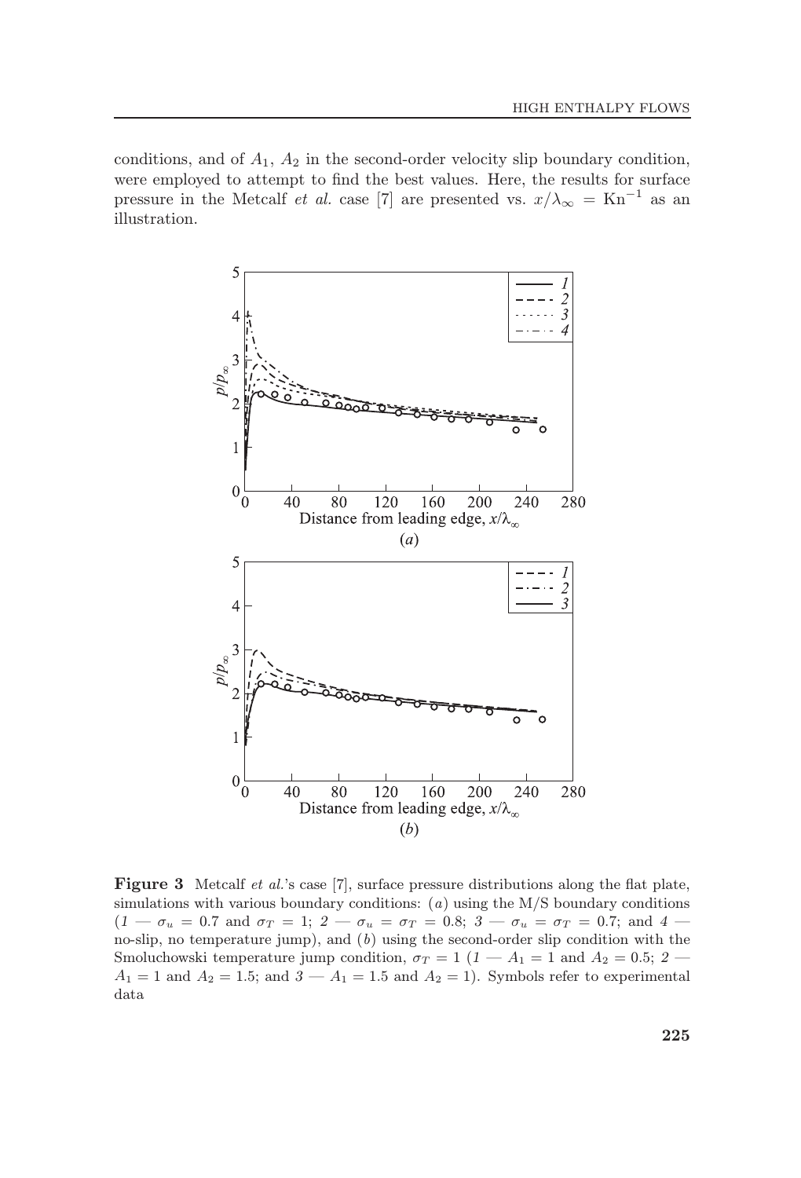conditions, and of $A_1$, $A_2$ in the second-order velocity slip boundary condition, were employed to attempt to find the best values. Here, the results for surface pressure in the Metcalf *et al.* case [7] are presented vs. $x/\lambda_\infty = \mathrm{Kn}^{-1}$ as an illustration.

**Figure 3** Metcalf *et al.*'s case [7], surface pressure distributions along the flat plate, simulations with various boundary conditions: (*a*) using the M/S boundary conditions (*1* — $\sigma_u = 0.7$ and $\sigma_T = 1$; *2* — $\sigma_u = \sigma_T = 0.8$; *3* — $\sigma_u = \sigma_T = 0.7$; and *4* — no-slip, no temperature jump), and (*b*) using the second-order slip condition with the Smoluchowski temperature jump condition, $\sigma_T = 1$ (*1* — $A_1 = 1$ and $A_2 = 0.5$; *2* — $A_1 = 1$ and $A_2 = 1.5$; and *3* — $A_1 = 1.5$ and $A_2 = 1$). Symbols refer to experimental data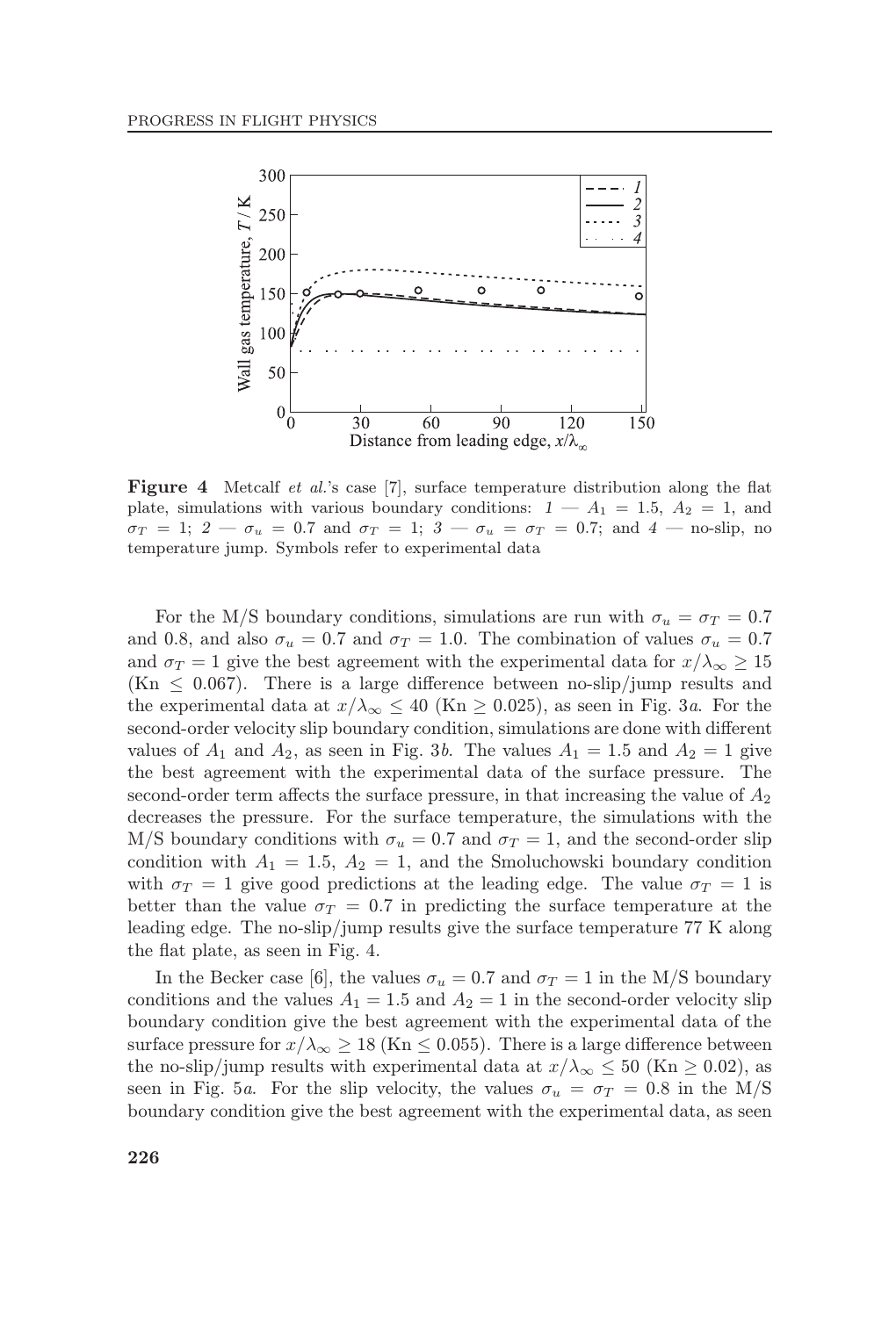**Figure 4** Metcalf *et al.*'s case [7], surface temperature distribution along the flat plate, simulations with various boundary conditions: *1* — $A_1 = 1.5$, $A_2 = 1$, and $\sigma_T = 1$; *2* — $\sigma_u = 0.7$ and $\sigma_T = 1$; *3* — $\sigma_u = \sigma_T = 0.7$; and *4* — no-slip, no temperature jump. Symbols refer to experimental data

For the M/S boundary conditions, simulations are run with $\sigma_u = \sigma_T = 0.7$ and 0.8, and also $\sigma_u = 0.7$ and $\sigma_T = 1.0$. The combination of values $\sigma_u = 0.7$ and $\sigma_T = 1$ give the best agreement with the experimental data for $x/\lambda_\infty \geq 15$ (Kn $\leq 0.067$). There is a large difference between no-slip/jump results and the experimental data at $x/\lambda_\infty \leq 40$ (Kn $\geq 0.025$), as seen in Fig. 3*a*. For the second-order velocity slip boundary condition, simulations are done with different values of $A_1$ and $A_2$, as seen in Fig. 3*b*. The values $A_1 = 1.5$ and $A_2 = 1$ give the best agreement with the experimental data of the surface pressure. The second-order term affects the surface pressure, in that increasing the value of $A_2$ decreases the pressure. For the surface temperature, the simulations with the M/S boundary conditions with $\sigma_u = 0.7$ and $\sigma_T = 1$, and the second-order slip condition with $A_1 = 1.5$, $A_2 = 1$, and the Smoluchowski boundary condition with $\sigma_T = 1$ give good predictions at the leading edge. The value $\sigma_T = 1$ is better than the value $\sigma_T = 0.7$ in predicting the surface temperature at the leading edge. The no-slip/jump results give the surface temperature 77 K along the flat plate, as seen in Fig. 4.

In the Becker case [6], the values $\sigma_u = 0.7$ and $\sigma_T = 1$ in the M/S boundary conditions and the values $A_1 = 1.5$ and $A_2 = 1$ in the second-order velocity slip boundary condition give the best agreement with the experimental data of the surface pressure for $x/\lambda_\infty \geq 18$ (Kn $\leq 0.055$). There is a large difference between the no-slip/jump results with experimental data at $x/\lambda_\infty \leq 50$ (Kn $\geq 0.02$), as seen in Fig. 5*a*. For the slip velocity, the values $\sigma_u = \sigma_T = 0.8$ in the M/S boundary condition give the best agreement with the experimental data, as seen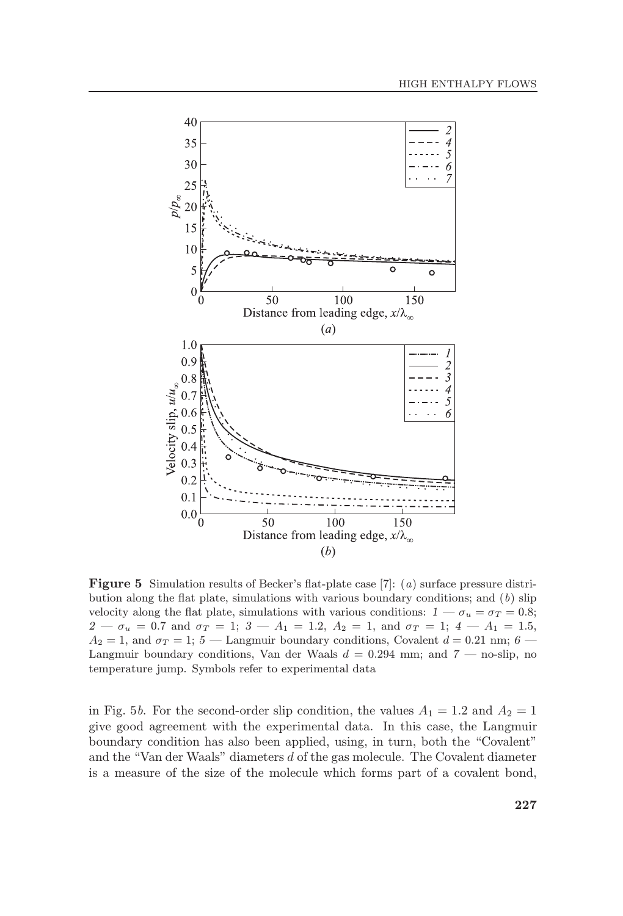**Figure 5** Simulation results of Becker's flat-plate case [7]: (*a*) surface pressure distribution along the flat plate, simulations with various boundary conditions; and (*b*) slip velocity along the flat plate, simulations with various conditions: *1* — $\sigma_u = \sigma_T = 0.8$; *2* — $\sigma_u = 0.7$ and $\sigma_T = 1$; *3* — $A_1 = 1.2$, $A_2 = 1$, and $\sigma_T = 1$; *4* — $A_1 = 1.5$, $A_2 = 1$, and $\sigma_T = 1$; *5* — Langmuir boundary conditions, Covalent $d = 0.21$ nm; *6* — Langmuir boundary conditions, Van der Waals $d = 0.294$ mm; and *7* — no-slip, no temperature jump. Symbols refer to experimental data

in Fig. 5*b*. For the second-order slip condition, the values $A_1 = 1.2$ and $A_2 = 1$ give good agreement with the experimental data. In this case, the Langmuir boundary condition has also been applied, using, in turn, both the "Covalent" and the "Van der Waals" diameters $d$ of the gas molecule. The Covalent diameter is a measure of the size of the molecule which forms part of a covalent bond,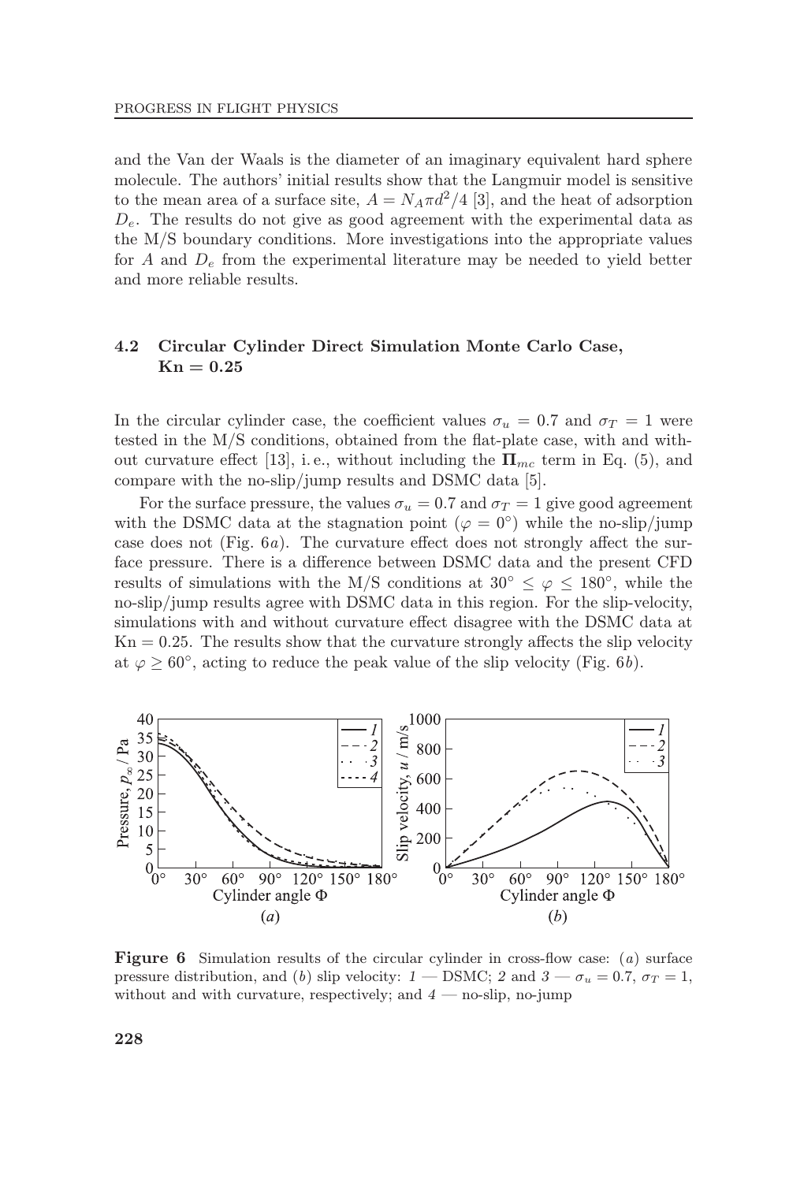and the Van der Waals is the diameter of an imaginary equivalent hard sphere molecule. The authors' initial results show that the Langmuir model is sensitive to the mean area of a surface site, $A = N_A \pi d^2/4$ [3], and the heat of adsorption $D_e$. The results do not give as good agreement with the experimental data as the M/S boundary conditions. More investigations into the appropriate values for $A$ and $D_e$ from the experimental literature may be needed to yield better and more reliable results.

### 4.2 Circular Cylinder Direct Simulation Monte Carlo Case, Kn = 0.25

In the circular cylinder case, the coefficient values $\sigma_u = 0.7$ and $\sigma_T = 1$ were tested in the M/S conditions, obtained from the flat-plate case, with and without curvature effect [13], i. e., without including the $\mathbf{\Pi}_{mc}$ term in Eq. (5), and compare with the no-slip/jump results and DSMC data [5].

For the surface pressure, the values $\sigma_u = 0.7$ and $\sigma_T = 1$ give good agreement with the DSMC data at the stagnation point ($\varphi = 0^\circ$) while the no-slip/jump case does not (Fig. 6*a*). The curvature effect does not strongly affect the surface pressure. There is a difference between DSMC data and the present CFD results of simulations with the M/S conditions at $30^\circ \leq \varphi \leq 180^\circ$, while the no-slip/jump results agree with DSMC data in this region. For the slip-velocity, simulations with and without curvature effect disagree with the DSMC data at $\mathrm{Kn} = 0.25$. The results show that the curvature strongly affects the slip velocity at $\varphi \geq 60^\circ$, acting to reduce the peak value of the slip velocity (Fig. 6*b*).

**Figure 6** Simulation results of the circular cylinder in cross-flow case: (*a*) surface pressure distribution, and (*b*) slip velocity: *1* — DSMC; *2* and *3* — $\sigma_u = 0.7$, $\sigma_T = 1$, without and with curvature, respectively; and *4* — no-slip, no-jump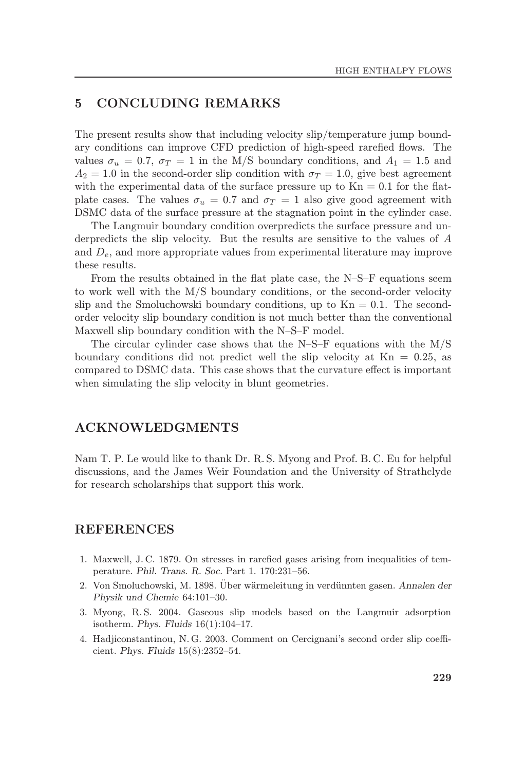## 5 CONCLUDING REMARKS

The present results show that including velocity slip/temperature jump boundary conditions can improve CFD prediction of high-speed rarefied flows. The values $\sigma_u = 0.7$, $\sigma_T = 1$ in the M/S boundary conditions, and $A_1 = 1.5$ and $A_2 = 1.0$ in the second-order slip condition with $\sigma_T = 1.0$, give best agreement with the experimental data of the surface pressure up to $\mathrm{Kn} = 0.1$ for the flat-plate cases. The values $\sigma_u = 0.7$ and $\sigma_T = 1$ also give good agreement with DSMC data of the surface pressure at the stagnation point in the cylinder case.

The Langmuir boundary condition overpredicts the surface pressure and underpredicts the slip velocity. But the results are sensitive to the values of $A$ and $D_e$, and more appropriate values from experimental literature may improve these results.

From the results obtained in the flat plate case, the N–S–F equations seem to work well with the M/S boundary conditions, or the second-order velocity slip and the Smoluchowski boundary conditions, up to $\mathrm{Kn} = 0.1$. The second-order velocity slip boundary condition is not much better than the conventional Maxwell slip boundary condition with the N–S–F model.

The circular cylinder case shows that the N–S–F equations with the M/S boundary conditions did not predict well the slip velocity at $\mathrm{Kn} = 0.25$, as compared to DSMC data. This case shows that the curvature effect is important when simulating the slip velocity in blunt geometries.

## ACKNOWLEDGMENTS

Nam T. P. Le would like to thank Dr. R. S. Myong and Prof. B. C. Eu for helpful discussions, and the James Weir Foundation and the University of Strathclyde for research scholarships that support this work.

## REFERENCES

1. Maxwell, J. C. 1879. On stresses in rarefied gases arising from inequalities of temperature. *Phil. Trans. R. Soc.* Part 1. 170:231–56.
2. Von Smoluchowski, M. 1898. Über wärmeleitung in verdünnten gasen. *Annalen der Physik und Chemie* 64:101–30.
3. Myong, R. S. 2004. Gaseous slip models based on the Langmuir adsorption isotherm. *Phys. Fluids* 16(1):104–17.
4. Hadjiconstantinou, N. G. 2003. Comment on Cercignani's second order slip coefficient. *Phys. Fluids* 15(8):2352–54.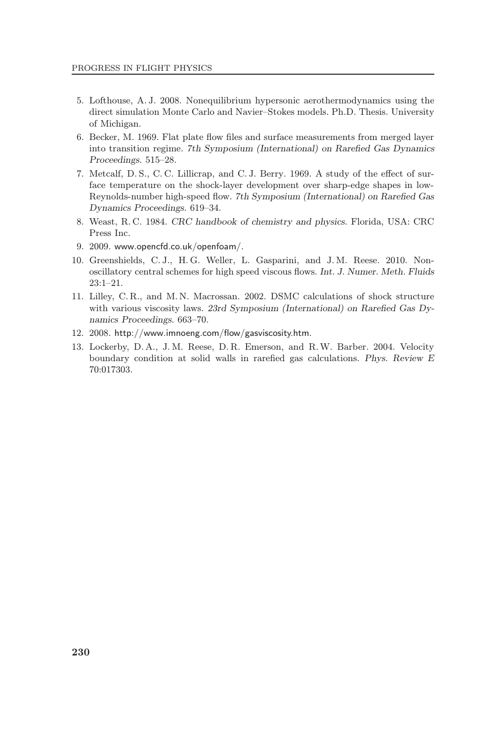5. Lofthouse, A. J. 2008. Nonequilibrium hypersonic aerothermodynamics using the direct simulation Monte Carlo and Navier–Stokes models. Ph.D. Thesis. University of Michigan.
6. Becker, M. 1969. Flat plate flow files and surface measurements from merged layer into transition regime. *7th Symposium (International) on Rarefied Gas Dynamics Proceedings*. 515–28.
7. Metcalf, D. S., C. C. Lillicrap, and C. J. Berry. 1969. A study of the effect of surface temperature on the shock-layer development over sharp-edge shapes in low-Reynolds-number high-speed flow. *7th Symposium (International) on Rarefied Gas Dynamics Proceedings*. 619–34.
8. Weast, R. C. 1984. *CRC handbook of chemistry and physics*. Florida, USA: CRC Press Inc.
9. 2009. www.opencfd.co.uk/openfoam/.
10. Greenshields, C. J., H. G. Weller, L. Gasparini, and J. M. Reese. 2010. Non-oscillatory central schemes for high speed viscous flows. *Int. J. Numer. Meth. Fluids* 23:1–21.
11. Lilley, C. R., and M. N. Macrossan. 2002. DSMC calculations of shock structure with various viscosity laws. *23rd Symposium (International) on Rarefied Gas Dynamics Proceedings*. 663–70.
12. 2008. http://www.imnoeng.com/flow/gasviscosity.htm.
13. Lockerby, D. A., J. M. Reese, D. R. Emerson, and R. W. Barber. 2004. Velocity boundary condition at solid walls in rarefied gas calculations. *Phys. Review E* 70:017303.